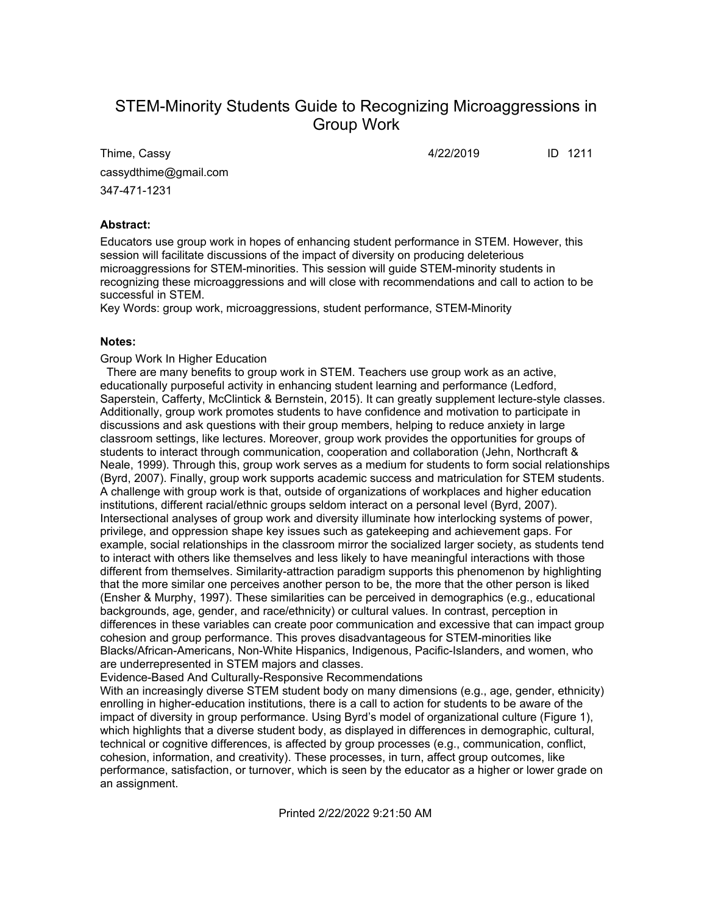# STEM-Minority Students Guide to Recognizing Microaggressions in Group Work

Thime, Cassy 4/22/2019 ID 1211

cassydthime@gmail.com

347-471-1231

### Abstract:

Educators use group work in hopes of enhancing student performance in STEM. However, this session will facilitate discussions of the impact of diversity on producing deleterious microaggressions for STEM-minorities. This session will guide STEM-minority students in recognizing these microaggressions and will close with recommendations and call to action to be successful in STEM.

Key Words: group work, microaggressions, student performance, STEM-Minority

### Notes:

Group Work In Higher Education

There are many benefits to group work in STEM. Teachers use group work as an active, educationally purposeful activity in enhancing student learning and performance (Ledford, Saperstein, Cafferty, McClintick & Bernstein, 2015). It can greatly supplement lecture-style classes. Additionally, group work promotes students to have confidence and motivation to participate in discussions and ask questions with their group members, helping to reduce anxiety in large classroom settings, like lectures. Moreover, group work provides the opportunities for groups of students to interact through communication, cooperation and collaboration (Jehn, Northcraft & Neale, 1999). Through this, group work serves as a medium for students to form social relationships (Byrd, 2007). Finally, group work supports academic success and matriculation for STEM students. A challenge with group work is that, outside of organizations of workplaces and higher education institutions, different racial/ethnic groups seldom interact on a personal level (Byrd, 2007). Intersectional analyses of group work and diversity illuminate how interlocking systems of power, privilege, and oppression shape key issues such as gatekeeping and achievement gaps. For example, social relationships in the classroom mirror the socialized larger society, as students tend to interact with others like themselves and less likely to have meaningful interactions with those different from themselves. Similarity-attraction paradigm supports this phenomenon by highlighting that the more similar one perceives another person to be, the more that the other person is liked (Ensher & Murphy, 1997). These similarities can be perceived in demographics (e.g., educational backgrounds, age, gender, and race/ethnicity) or cultural values. In contrast, perception in differences in these variables can create poor communication and excessive that can impact group cohesion and group performance. This proves disadvantageous for STEM-minorities like Blacks/African-Americans, Non-White Hispanics, Indigenous, Pacific-Islanders, and women, who are underrepresented in STEM majors and classes.

Evidence-Based And Culturally-Responsive Recommendations

With an increasingly diverse STEM student body on many dimensions (e.g., age, gender, ethnicity) enrolling in higher-education institutions, there is a call to action for students to be aware of the impact of diversity in group performance. Using Byrd's model of organizational culture (Figure 1), which highlights that a diverse student body, as displayed in differences in demographic, cultural, technical or cognitive differences, is affected by group processes (e.g., communication, conflict, cohesion, information, and creativity). These processes, in turn, affect group outcomes, like performance, satisfaction, or turnover, which is seen by the educator as a higher or lower grade on an assignment.

Printed 2/22/2022 9:21:50 AM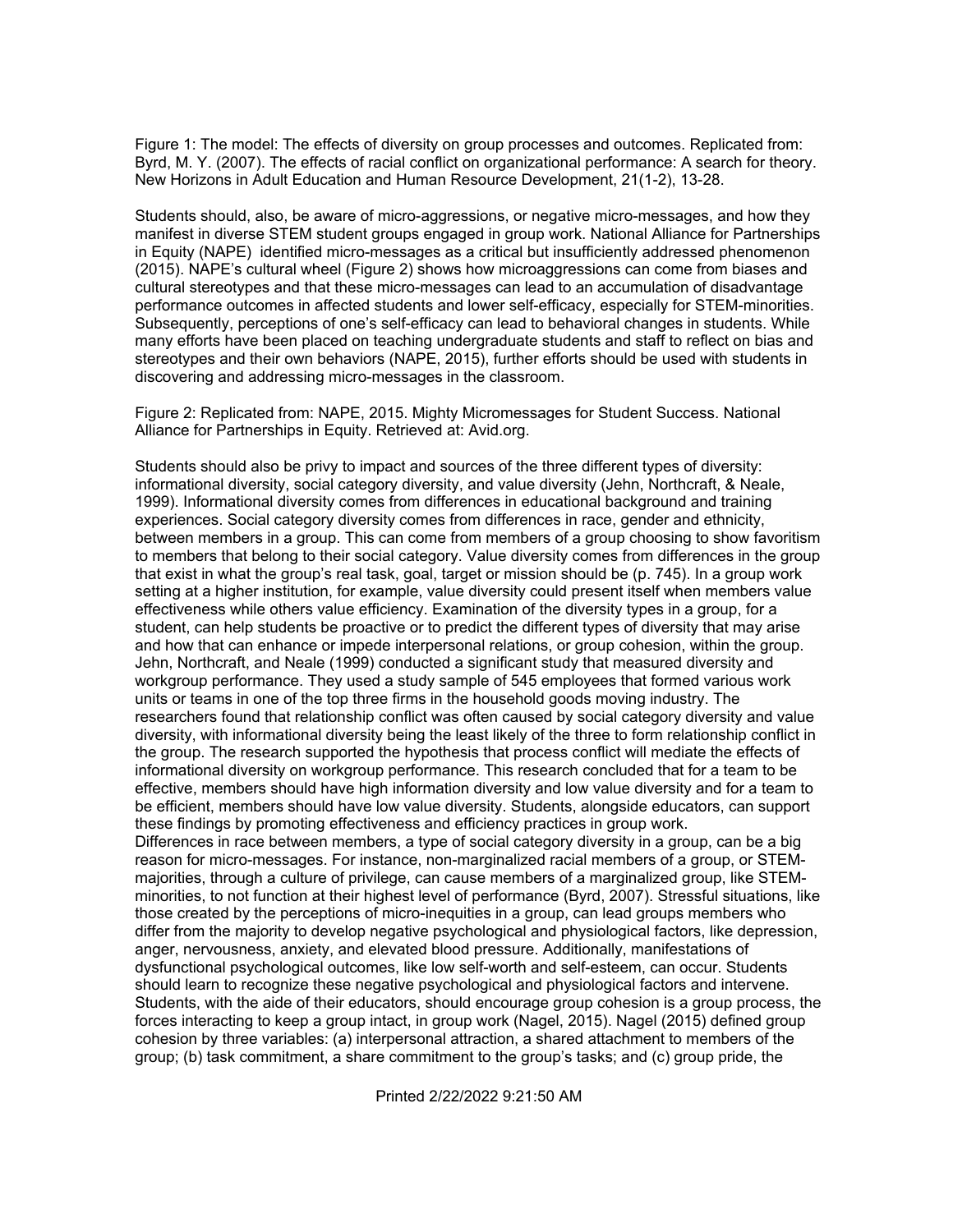Figure 1: The model: The effects of diversity on group processes and outcomes. Replicated from: Byrd, M. Y. (2007). The effects of racial conflict on organizational performance: A search for theory. New Horizons in Adult Education and Human Resource Development, 21(1-2), 13-28.

Students should, also, be aware of micro-aggressions, or negative micro-messages, and how they manifest in diverse STEM student groups engaged in group work. National Alliance for Partnerships in Equity (NAPE) identified micro-messages as a critical but insufficiently addressed phenomenon (2015). NAPE's cultural wheel (Figure 2) shows how microaggressions can come from biases and cultural stereotypes and that these micro-messages can lead to an accumulation of disadvantage performance outcomes in affected students and lower self-efficacy, especially for STEM-minorities. Subsequently, perceptions of one's self-efficacy can lead to behavioral changes in students. While many efforts have been placed on teaching undergraduate students and staff to reflect on bias and stereotypes and their own behaviors (NAPE, 2015), further efforts should be used with students in discovering and addressing micro-messages in the classroom.

Figure 2: Replicated from: NAPE, 2015. Mighty Micromessages for Student Success. National Alliance for Partnerships in Equity. Retrieved at: Avid.org.

Students should also be privy to impact and sources of the three different types of diversity: informational diversity, social category diversity, and value diversity (Jehn, Northcraft, & Neale, 1999). Informational diversity comes from differences in educational background and training experiences. Social category diversity comes from differences in race, gender and ethnicity, between members in a group. This can come from members of a group choosing to show favoritism to members that belong to their social category. Value diversity comes from differences in the group that exist in what the group's real task, goal, target or mission should be (p. 745). In a group work setting at a higher institution, for example, value diversity could present itself when members value effectiveness while others value efficiency. Examination of the diversity types in a group, for a student, can help students be proactive or to predict the different types of diversity that may arise and how that can enhance or impede interpersonal relations, or group cohesion, within the group. Jehn, Northcraft, and Neale (1999) conducted a significant study that measured diversity and workgroup performance. They used a study sample of 545 employees that formed various work units or teams in one of the top three firms in the household goods moving industry. The researchers found that relationship conflict was often caused by social category diversity and value diversity, with informational diversity being the least likely of the three to form relationship conflict in the group. The research supported the hypothesis that process conflict will mediate the effects of informational diversity on workgroup performance. This research concluded that for a team to be effective, members should have high information diversity and low value diversity and for a team to be efficient, members should have low value diversity. Students, alongside educators, can support these findings by promoting effectiveness and efficiency practices in group work.

Differences in race between members, a type of social category diversity in a group, can be a big reason for micro-messages. For instance, non-marginalized racial members of a group, or STEM-majorities, through a culture of privilege, can cause members of a marginalized group, like STEM-minorities, to not function at their highest level of performance (Byrd, 2007). Stressful situations, like those created by the perceptions of micro-inequities in a group, can lead groups members who differ from the majority to develop negative psychological and physiological factors, like depression, anger, nervousness, anxiety, and elevated blood pressure. Additionally, manifestations of dysfunctional psychological outcomes, like low self-worth and self-esteem, can occur. Students should learn to recognize these negative psychological and physiological factors and intervene. Students, with the aide of their educators, should encourage group cohesion is a group process, the forces interacting to keep a group intact, in group work (Nagel, 2015). Nagel (2015) defined group cohesion by three variables: (a) interpersonal attraction, a shared attachment to members of the group; (b) task commitment, a share commitment to the group's tasks; and (c) group pride, the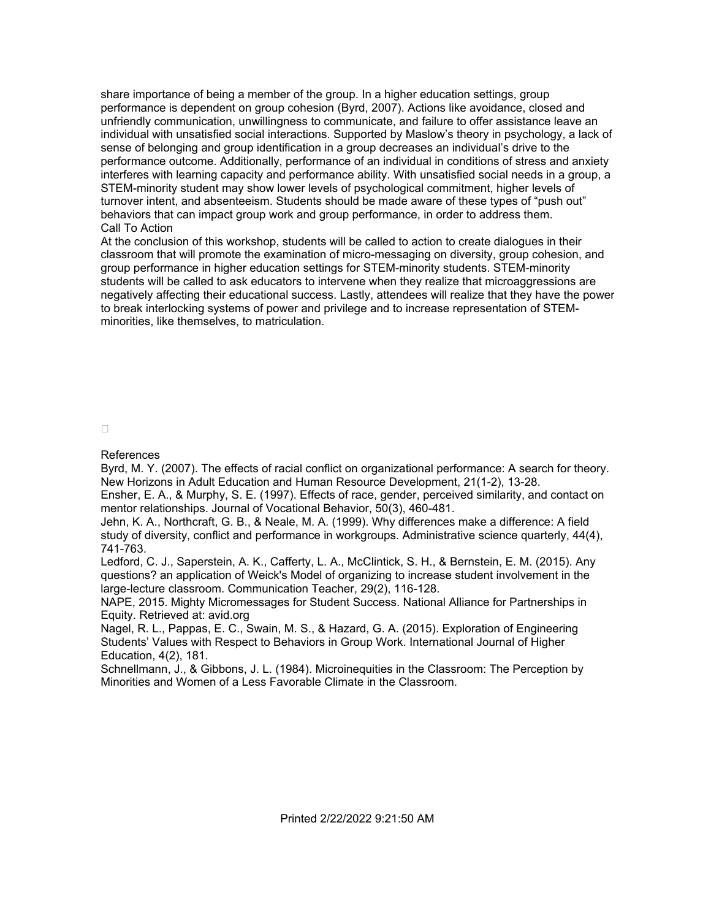share importance of being a member of the group. In a higher education settings, group performance is dependent on group cohesion (Byrd, 2007). Actions like avoidance, closed and unfriendly communication, unwillingness to communicate, and failure to offer assistance leave an individual with unsatisfied social interactions. Supported by Maslow's theory in psychology, a lack of sense of belonging and group identification in a group decreases an individual's drive to the performance outcome. Additionally, performance of an individual in conditions of stress and anxiety interferes with learning capacity and performance ability. With unsatisfied social needs in a group, a STEM-minority student may show lower levels of psychological commitment, higher levels of turnover intent, and absenteeism. Students should be made aware of these types of "push out" behaviors that can impact group work and group performance, in order to address them.

## Call To Action

At the conclusion of this workshop, students will be called to action to create dialogues in their classroom that will promote the examination of micro-messaging on diversity, group cohesion, and group performance in higher education settings for STEM-minority students. STEM-minority students will be called to ask educators to intervene when they realize that microaggressions are negatively affecting their educational success. Lastly, attendees will realize that they have the power to break interlocking systems of power and privilege and to increase representation of STEM-minorities, like themselves, to matriculation.

## References

Byrd, M. Y. (2007). The effects of racial conflict on organizational performance: A search for theory. New Horizons in Adult Education and Human Resource Development, 21(1-2), 13-28.

Ensher, E. A., & Murphy, S. E. (1997). Effects of race, gender, perceived similarity, and contact on mentor relationships. Journal of Vocational Behavior, 50(3), 460-481.

Jehn, K. A., Northcraft, G. B., & Neale, M. A. (1999). Why differences make a difference: A field study of diversity, conflict and performance in workgroups. Administrative science quarterly, 44(4), 741-763.

Ledford, C. J., Saperstein, A. K., Cafferty, L. A., McClintick, S. H., & Bernstein, E. M. (2015). Any questions? an application of Weick's Model of organizing to increase student involvement in the large-lecture classroom. Communication Teacher, 29(2), 116-128.

NAPE, 2015. Mighty Micromessages for Student Success. National Alliance for Partnerships in Equity. Retrieved at: avid.org

Nagel, R. L., Pappas, E. C., Swain, M. S., & Hazard, G. A. (2015). Exploration of Engineering Students' Values with Respect to Behaviors in Group Work. International Journal of Higher Education, 4(2), 181.

Schnellmann, J., & Gibbons, J. L. (1984). Microinequities in the Classroom: The Perception by Minorities and Women of a Less Favorable Climate in the Classroom.